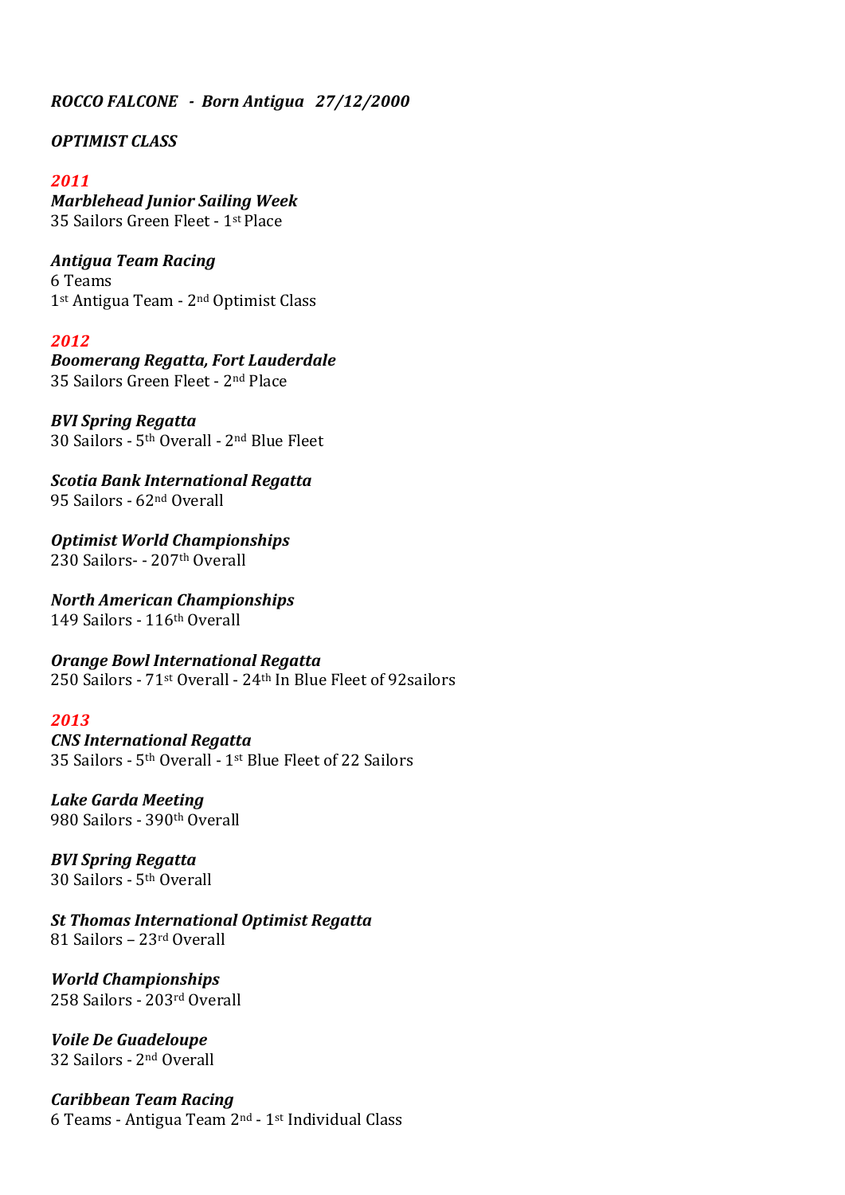***ROCCO FALCONE - Born Antigua 27/12/2000***

***OPTIMIST CLASS***

***2011***

***Marblehead Junior Sailing Week***
35 Sailors Green Fleet - 1st Place

***Antigua Team Racing***
6 Teams
1st Antigua Team - 2nd Optimist Class

***2012***

***Boomerang Regatta, Fort Lauderdale***
35 Sailors Green Fleet - 2nd Place

***BVI Spring Regatta***
30 Sailors - 5th Overall - 2nd Blue Fleet

***Scotia Bank International Regatta***
95 Sailors - 62nd Overall

***Optimist World Championships***
230 Sailors- - 207th Overall

***North American Championships***
149 Sailors - 116th Overall

***Orange Bowl International Regatta***
250 Sailors - 71st Overall - 24th In Blue Fleet of 92sailors

***2013***

***CNS International Regatta***
35 Sailors - 5th Overall - 1st Blue Fleet of 22 Sailors

***Lake Garda Meeting***
980 Sailors - 390th Overall

***BVI Spring Regatta***
30 Sailors - 5th Overall

***St Thomas International Optimist Regatta***
81 Sailors – 23rd Overall

***World Championships***
258 Sailors - 203rd Overall

***Voile De Guadeloupe***
32 Sailors - 2nd Overall

***Caribbean Team Racing***
6 Teams - Antigua Team 2nd - 1st Individual Class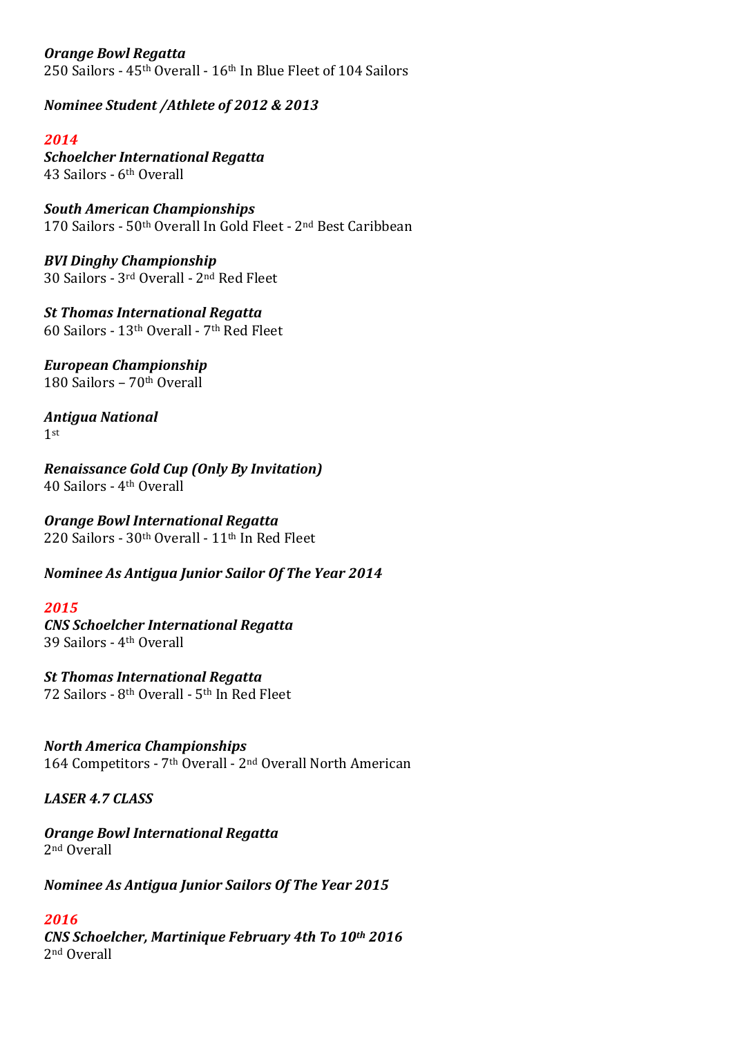***Orange Bowl Regatta***
250 Sailors - 45th Overall - 16th In Blue Fleet of 104 Sailors

***Nominee Student /Athlete of 2012 & 2013***

## *2014*

***Schoelcher International Regatta***
43 Sailors - 6th Overall

***South American Championships***
170 Sailors - 50th Overall In Gold Fleet - 2nd Best Caribbean

***BVI Dinghy Championship***
30 Sailors - 3rd Overall - 2nd Red Fleet

***St Thomas International Regatta***
60 Sailors - 13th Overall - 7th Red Fleet

***European Championship***
180 Sailors – 70th Overall

***Antigua National***
1st

***Renaissance Gold Cup (Only By Invitation)***
40 Sailors - 4th Overall

***Orange Bowl International Regatta***
220 Sailors - 30th Overall - 11th In Red Fleet

***Nominee As Antigua Junior Sailor Of The Year 2014***

## *2015*

***CNS Schoelcher International Regatta***
39 Sailors - 4th Overall

***St Thomas International Regatta***
72 Sailors - 8th Overall - 5th In Red Fleet

***North America Championships***
164 Competitors - 7th Overall - 2nd Overall North American

***LASER 4.7 CLASS***

***Orange Bowl International Regatta***
2nd Overall

***Nominee As Antigua Junior Sailors Of The Year 2015***

## *2016*

***CNS Schoelcher, Martinique February 4th To 10th 2016***
2nd Overall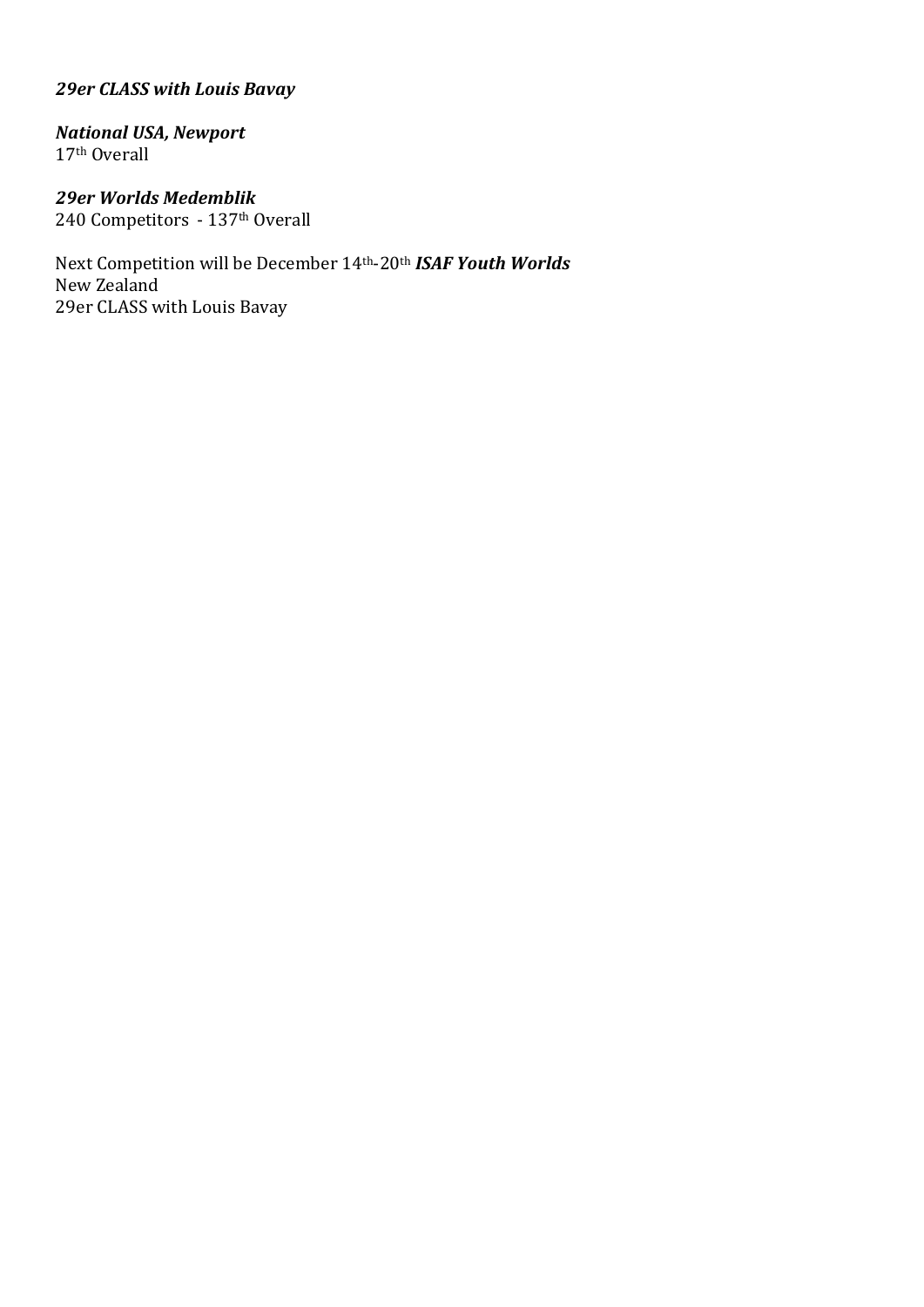***29er CLASS with Louis Bavay***

***National USA, Newport***
17th Overall

***29er Worlds Medemblik***
240 Competitors - 137th Overall

Next Competition will be December 14th-20th ***ISAF Youth Worlds***
New Zealand
29er CLASS with Louis Bavay